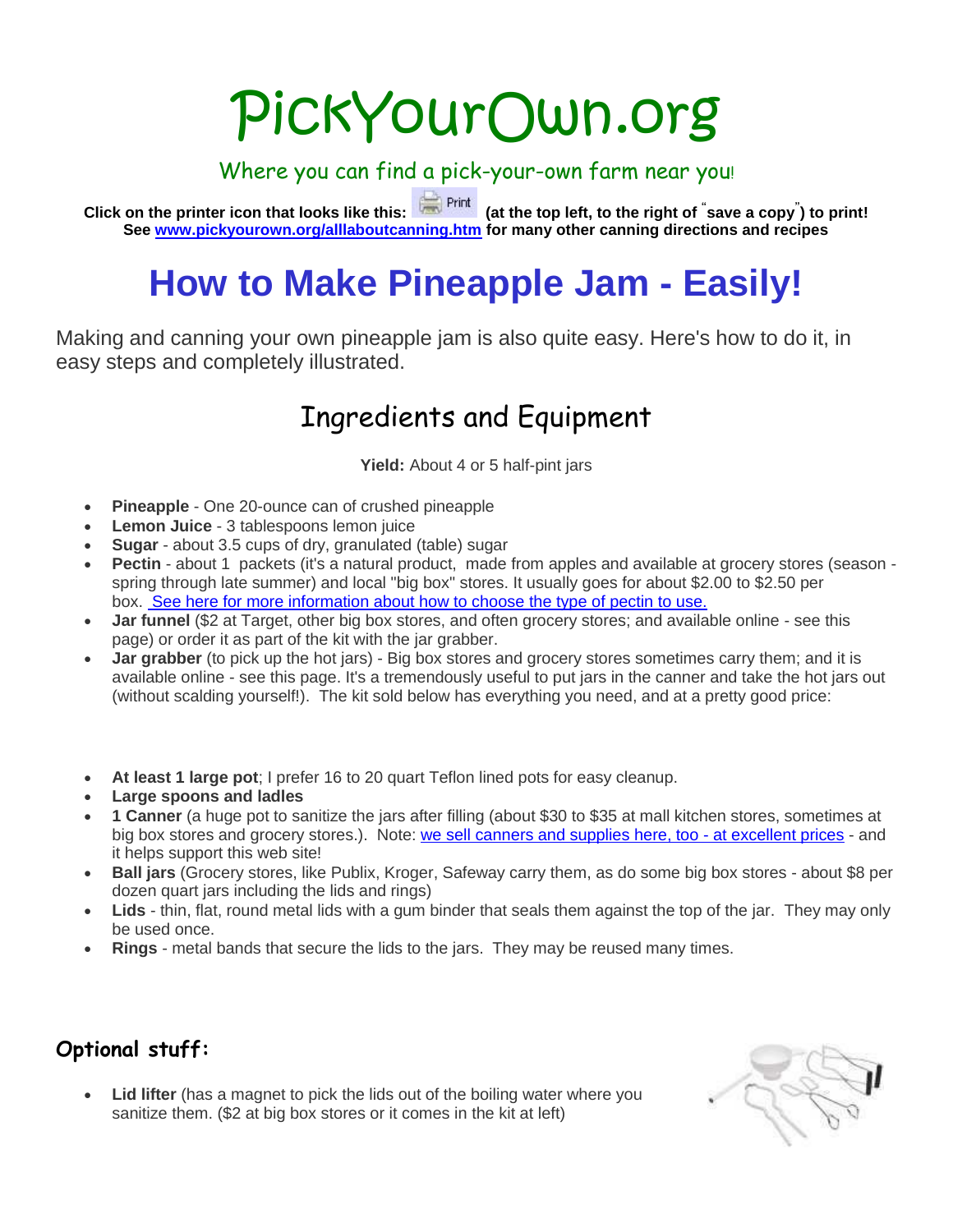# PickYourOwn.org

Where you can find a pick-your-own farm near you!

**Click on the printer icon that looks like this: Print (at the top left, to the right of "save a copy") to print! See [www.pickyourown.org/alllaboutcanning.htm](www.pickyourown.org/alllaboutcanning.htm) for many other canning directions and recipes**

# How to Make Pineapple Jam - Easily!

Making and canning your own pineapple jam is also quite easy. Here's how to do it, in easy steps and completely illustrated.

## Ingredients and Equipment

**Yield:** About 4 or 5 half-pint jars

- **Pineapple** - One 20-ounce can of crushed pineapple
- **Lemon Juice** - 3 tablespoons lemon juice
- **Sugar** - about 3.5 cups of dry, granulated (table) sugar
- **Pectin** - about 1 packets (it's a natural product, made from apples and available at grocery stores (season - spring through late summer) and local "big box" stores. It usually goes for about $2.00 to $2.50 per box. [See here for more information about how to choose the type of pectin to use.]()
- **Jar funnel** ($2 at Target, other big box stores, and often grocery stores; and available online - see this page) or order it as part of the kit with the jar grabber.
- **Jar grabber** (to pick up the hot jars) - Big box stores and grocery stores sometimes carry them; and it is available online - see this page. It's a tremendously useful to put jars in the canner and take the hot jars out (without scalding yourself!). The kit sold below has everything you need, and at a pretty good price:

- **At least 1 large pot**; I prefer 16 to 20 quart Teflon lined pots for easy cleanup.
- **Large spoons and ladles**
- **1 Canner** (a huge pot to sanitize the jars after filling (about $30 to $35 at mall kitchen stores, sometimes at big box stores and grocery stores.). Note: [we sell canners and supplies here, too - at excellent prices]() - and it helps support this web site!
- **Ball jars** (Grocery stores, like Publix, Kroger, Safeway carry them, as do some big box stores - about $8 per dozen quart jars including the lids and rings)
- **Lids** - thin, flat, round metal lids with a gum binder that seals them against the top of the jar. They may only be used once.
- **Rings** - metal bands that secure the lids to the jars. They may be reused many times.

### Optional stuff:

- **Lid lifter** (has a magnet to pick the lids out of the boiling water where you sanitize them. ($2 at big box stores or it comes in the kit at left)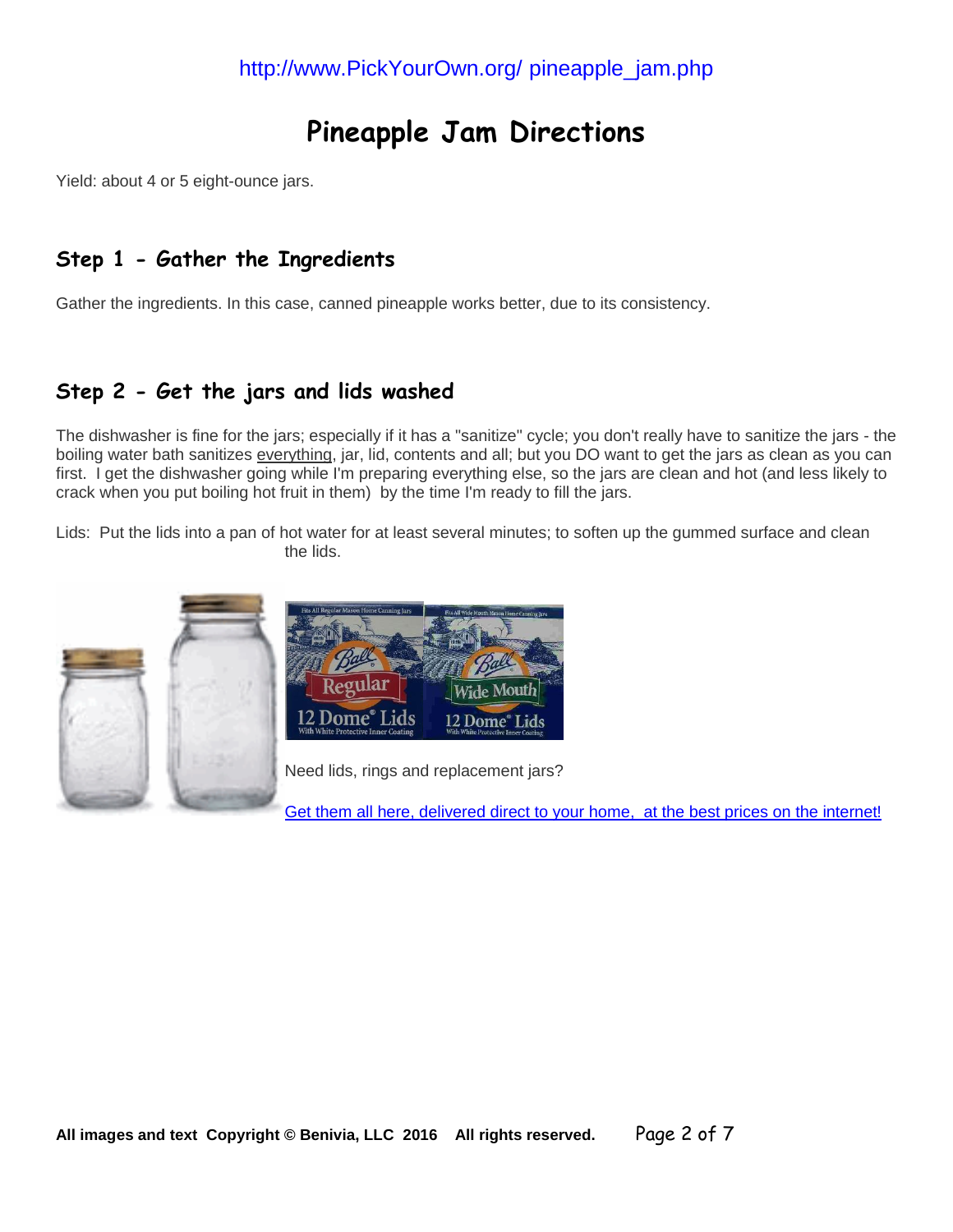# Pineapple Jam Directions

Yield: about 4 or 5 eight-ounce jars.

## Step 1 - Gather the Ingredients

Gather the ingredients. In this case, canned pineapple works better, due to its consistency.

## Step 2 - Get the jars and lids washed

The dishwasher is fine for the jars; especially if it has a "sanitize" cycle; you don't really have to sanitize the jars - the boiling water bath sanitizes everything, jar, lid, contents and all; but you DO want to get the jars as clean as you can first. I get the dishwasher going while I'm preparing everything else, so the jars are clean and hot (and less likely to crack when you put boiling hot fruit in them) by the time I'm ready to fill the jars.

Lids: Put the lids into a pan of hot water for at least several minutes; to soften up the gummed surface and clean the lids.

Need lids, rings and replacement jars?

Get them all here, delivered direct to your home, at the best prices on the internet!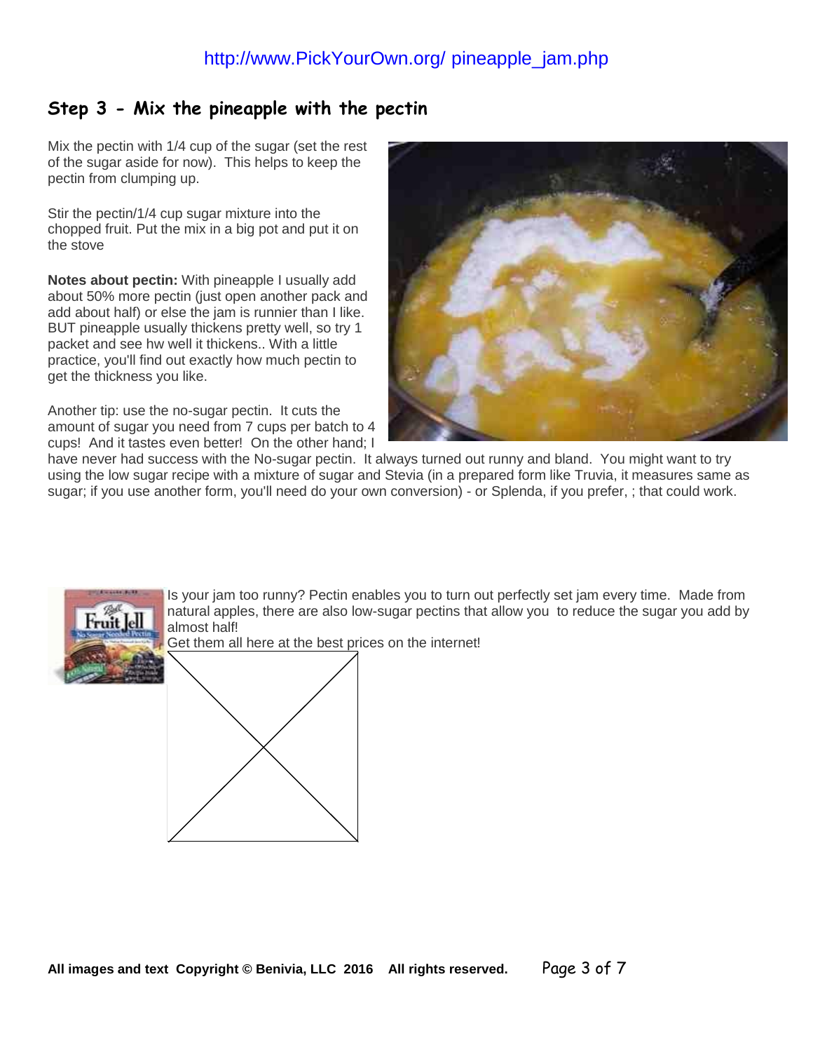## Step 3 - Mix the pineapple with the pectin

Mix the pectin with 1/4 cup of the sugar (set the rest of the sugar aside for now). This helps to keep the pectin from clumping up.

Stir the pectin/1/4 cup sugar mixture into the chopped fruit. Put the mix in a big pot and put it on the stove

**Notes about pectin:** With pineapple I usually add about 50% more pectin (just open another pack and add about half) or else the jam is runnier than I like. BUT pineapple usually thickens pretty well, so try 1 packet and see hw well it thickens.. With a little practice, you'll find out exactly how much pectin to get the thickness you like.

Another tip: use the no-sugar pectin. It cuts the amount of sugar you need from 7 cups per batch to 4 cups! And it tastes even better! On the other hand; I have never had success with the No-sugar pectin. It always turned out runny and bland. You might want to try using the low sugar recipe with a mixture of sugar and Stevia (in a prepared form like Truvia, it measures same as sugar; if you use another form, you'll need do your own conversion) - or Splenda, if you prefer, ; that could work.

Is your jam too runny? Pectin enables you to turn out perfectly set jam every time. Made from natural apples, there are also low-sugar pectins that allow you to reduce the sugar you add by almost half!
Get them all here at the best prices on the internet!

All images and text Copyright © Benivia, LLC 2016 All rights reserved.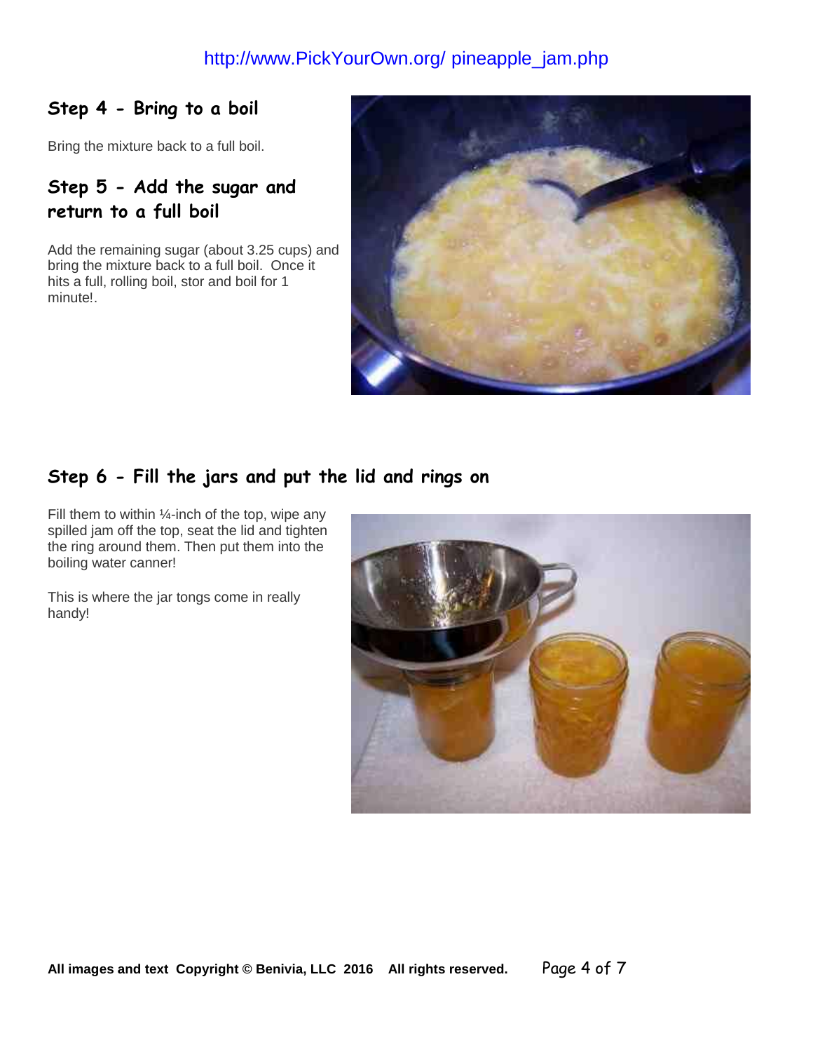## Step 4 - Bring to a boil

Bring the mixture back to a full boil.

## Step 5 - Add the sugar and return to a full boil

Add the remaining sugar (about 3.25 cups) and bring the mixture back to a full boil. Once it hits a full, rolling boil, stor and boil for 1 minute!.

## Step 6 - Fill the jars and put the lid and rings on

Fill them to within ¼-inch of the top, wipe any spilled jam off the top, seat the lid and tighten the ring around them. Then put them into the boiling water canner!

This is where the jar tongs come in really handy!

**All images and text Copyright © Benivia, LLC 2016 All rights reserved.**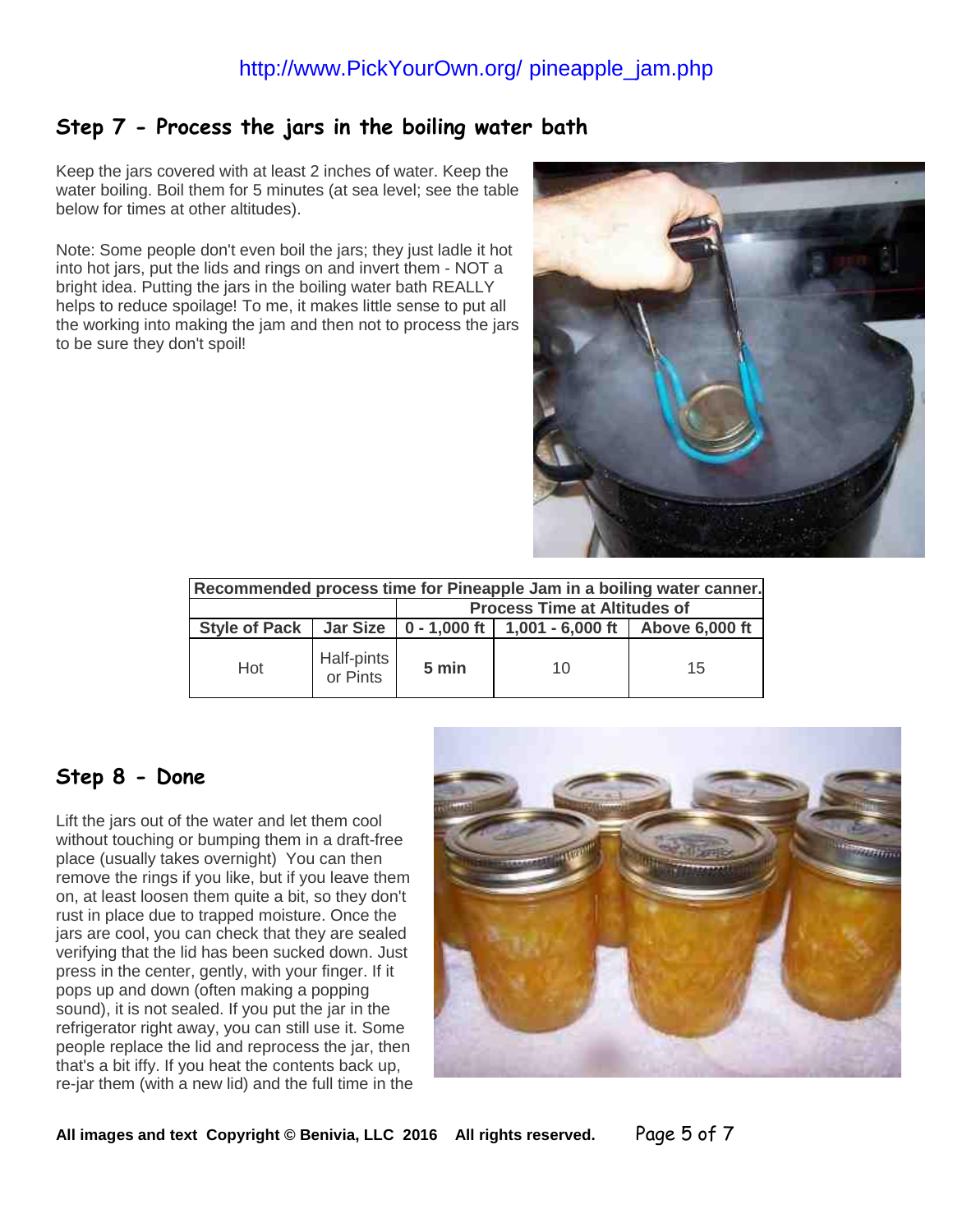http://www.PickYourOwn.org/ pineapple_jam.php

## Step 7 - Process the jars in the boiling water bath

Keep the jars covered with at least 2 inches of water. Keep the water boiling. Boil them for 5 minutes (at sea level; see the table below for times at other altitudes).

Note: Some people don't even boil the jars; they just ladle it hot into hot jars, put the lids and rings on and invert them - NOT a bright idea. Putting the jars in the boiling water bath REALLY helps to reduce spoilage! To me, it makes little sense to put all the working into making the jam and then not to process the jars to be sure they don't spoil!

| Recommended process time for Pineapple Jam in a boiling water canner. | | | | |
|---|---|---|---|---|
| | | Process Time at Altitudes of | | |
| **Style of Pack** | **Jar Size** | **0 - 1,000 ft** | **1,001 - 6,000 ft** | **Above 6,000 ft** |
| Hot | Half-pints or Pints | **5 min** | 10 | 15 |

## Step 8 - Done

Lift the jars out of the water and let them cool without touching or bumping them in a draft-free place (usually takes overnight) You can then remove the rings if you like, but if you leave them on, at least loosen them quite a bit, so they don't rust in place due to trapped moisture. Once the jars are cool, you can check that they are sealed verifying that the lid has been sucked down. Just press in the center, gently, with your finger. If it pops up and down (often making a popping sound), it is not sealed. If you put the jar in the refrigerator right away, you can still use it. Some people replace the lid and reprocess the jar, then that's a bit iffy. If you heat the contents back up, re-jar them (with a new lid) and the full time in the

**All images and text Copyright © Benivia, LLC 2016 All rights reserved.**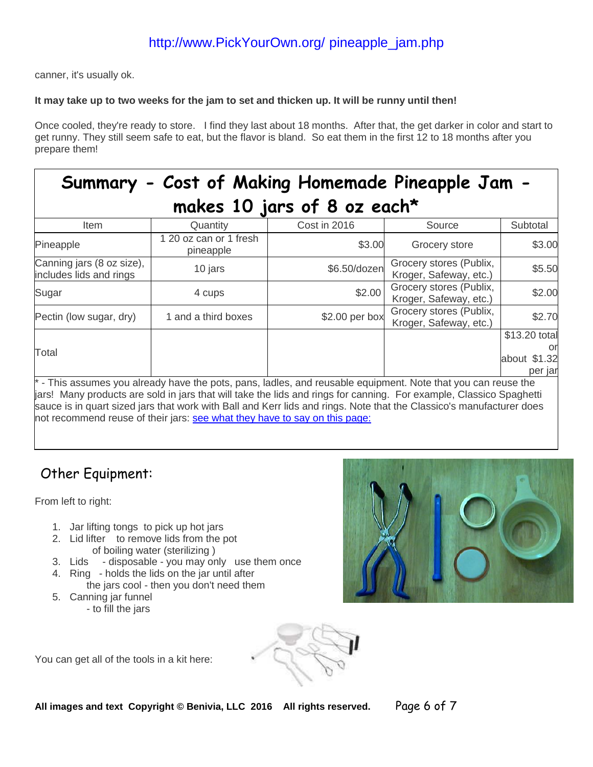canner, it's usually ok.

**It may take up to two weeks for the jam to set and thicken up. It will be runny until then!**

Once cooled, they're ready to store. I find they last about 18 months. After that, the get darker in color and start to get runny. They still seem safe to eat, but the flavor is bland. So eat them in the first 12 to 18 months after you prepare them!

## Summary - Cost of Making Homemade Pineapple Jam - makes 10 jars of 8 oz each*

| Item | Quantity | Cost in 2016 | Source | Subtotal |
|---|---|---|---|---|
| Pineapple | 1 20 oz can or 1 fresh pineapple | $3.00 | Grocery store | $3.00 |
| Canning jars (8 oz size), includes lids and rings | 10 jars | $6.50/dozen | Grocery stores (Publix, Kroger, Safeway, etc.) | $5.50 |
| Sugar | 4 cups | $2.00 | Grocery stores (Publix, Kroger, Safeway, etc.) | $2.00 |
| Pectin (low sugar, dry) | 1 and a third boxes | $2.00 per box | Grocery stores (Publix, Kroger, Safeway, etc.) | $2.70 |
| Total | | | | $13.20 total or about $1.32 per jar |

* - This assumes you already have the pots, pans, ladles, and reusable equipment. Note that you can reuse the jars! Many products are sold in jars that will take the lids and rings for canning. For example, Classico Spaghetti sauce is in quart sized jars that work with Ball and Kerr lids and rings. Note that the Classico's manufacturer does not recommend reuse of their jars: see what they have to say on this page:

## Other Equipment:

From left to right:

1. Jar lifting tongs to pick up hot jars
2. Lid lifter to remove lids from the pot of boiling water (sterilizing )
3. Lids - disposable - you may only use them once
4. Ring - holds the lids on the jar until after the jars cool - then you don't need them
5. Canning jar funnel - to fill the jars

You can get all of the tools in a kit here: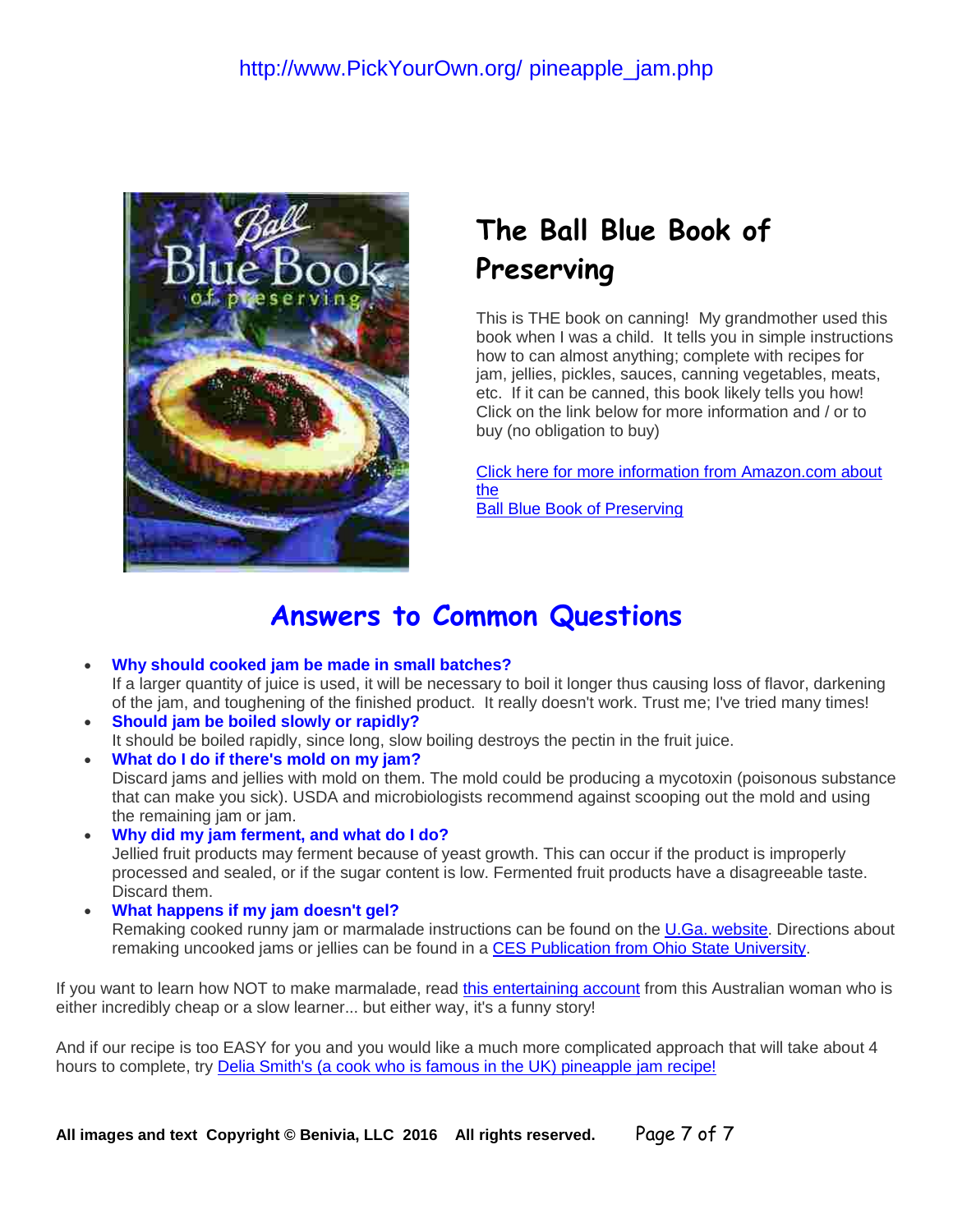## The Ball Blue Book of Preserving

This is THE book on canning! My grandmother used this book when I was a child. It tells you in simple instructions how to can almost anything; complete with recipes for jam, jellies, pickles, sauces, canning vegetables, meats, etc. If it can be canned, this book likely tells you how! Click on the link below for more information and / or to buy (no obligation to buy)

Click here for more information from Amazon.com about the
Ball Blue Book of Preserving

## Answers to Common Questions

- **Why should cooked jam be made in small batches?**
  If a larger quantity of juice is used, it will be necessary to boil it longer thus causing loss of flavor, darkening of the jam, and toughening of the finished product. It really doesn't work. Trust me; I've tried many times!
- **Should jam be boiled slowly or rapidly?**
  It should be boiled rapidly, since long, slow boiling destroys the pectin in the fruit juice.
- **What do I do if there's mold on my jam?**
  Discard jams and jellies with mold on them. The mold could be producing a mycotoxin (poisonous substance that can make you sick). USDA and microbiologists recommend against scooping out the mold and using the remaining jam or jam.
- **Why did my jam ferment, and what do I do?**
  Jellied fruit products may ferment because of yeast growth. This can occur if the product is improperly processed and sealed, or if the sugar content is low. Fermented fruit products have a disagreeable taste. Discard them.
- **What happens if my jam doesn't gel?**
  Remaking cooked runny jam or marmalade instructions can be found on the U.Ga. website. Directions about remaking uncooked jams or jellies can be found in a CES Publication from Ohio State University.

If you want to learn how NOT to make marmalade, read this entertaining account from this Australian woman who is either incredibly cheap or a slow learner... but either way, it's a funny story!

And if our recipe is too EASY for you and you would like a much more complicated approach that will take about 4 hours to complete, try Delia Smith's (a cook who is famous in the UK) pineapple jam recipe!

**All images and text Copyright © Benivia, LLC 2016 All rights reserved.**